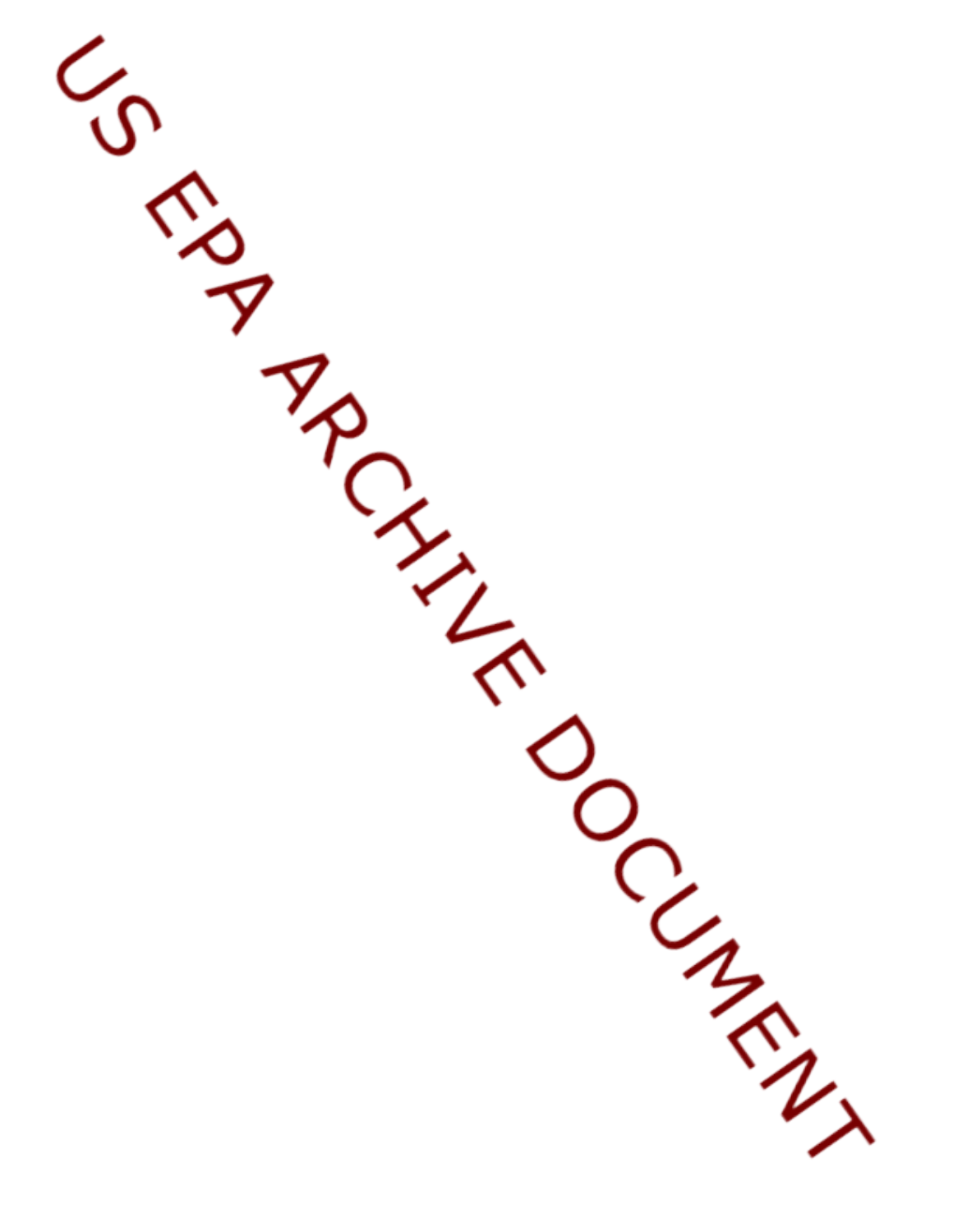US EPA ARCHIVE DOCUMENT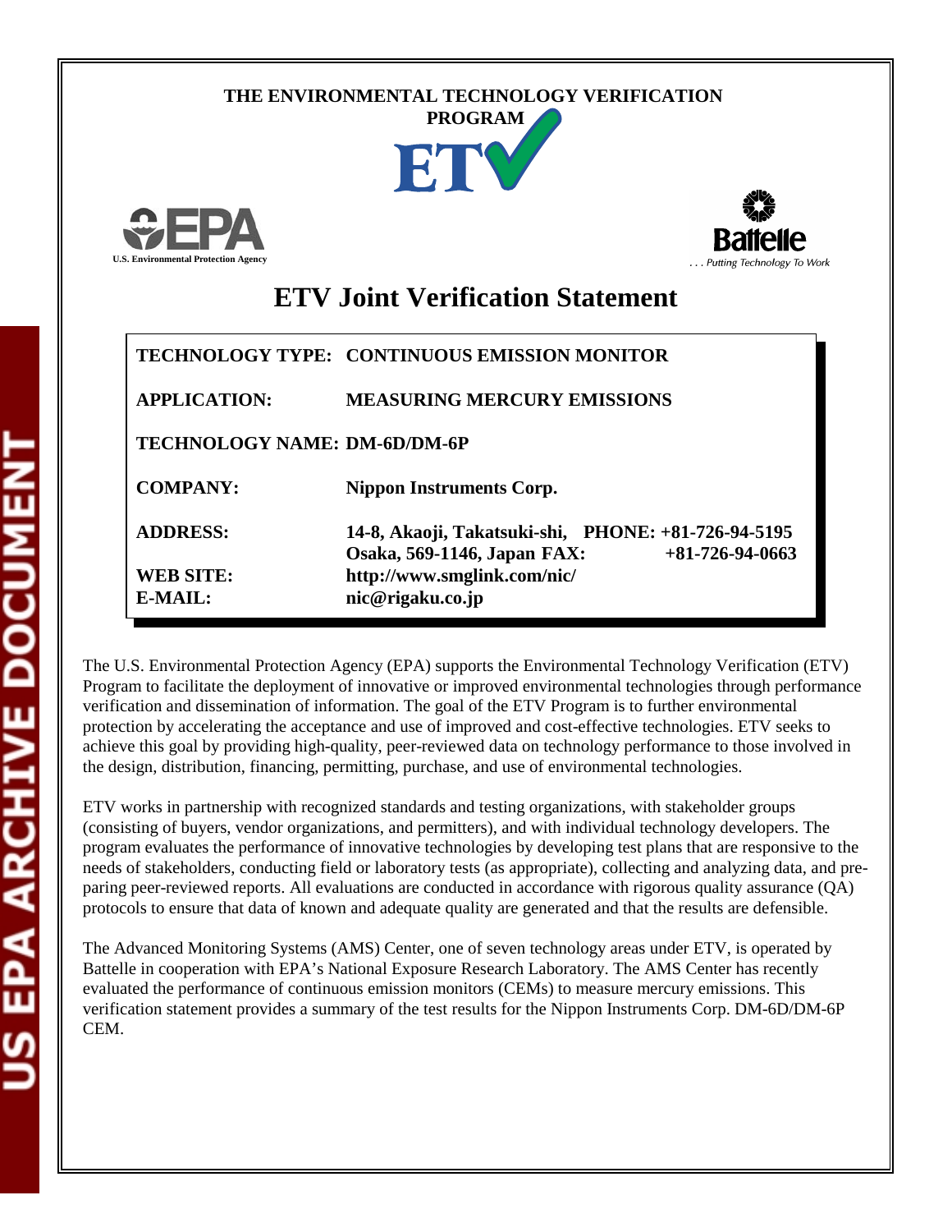THE ENVIRONMENTAL TECHNOLOGY VERIFICATION PROGRAM

U.S. Environmental Protection Agency

Battelle
. . . Putting Technology To Work

# ETV Joint Verification Statement

| | |
|---|---|
| **TECHNOLOGY TYPE:** | **CONTINUOUS EMISSION MONITOR** |
| **APPLICATION:** | **MEASURING MERCURY EMISSIONS** |
| **TECHNOLOGY NAME:** | **DM-6D/DM-6P** |
| **COMPANY:** | **Nippon Instruments Corp.** |
| **ADDRESS:** | **14-8, Akaoji, Takatsuki-shi, Osaka, 569-1146, Japan** |
| **PHONE:** | **+81-726-94-5195** |
| **FAX:** | **+81-726-94-0663** |
| **WEB SITE:** | **http://www.smglink.com/nic/** |
| **E-MAIL:** | **nic@rigaku.co.jp** |

The U.S. Environmental Protection Agency (EPA) supports the Environmental Technology Verification (ETV) Program to facilitate the deployment of innovative or improved environmental technologies through performance verification and dissemination of information. The goal of the ETV Program is to further environmental protection by accelerating the acceptance and use of improved and cost-effective technologies. ETV seeks to achieve this goal by providing high-quality, peer-reviewed data on technology performance to those involved in the design, distribution, financing, permitting, purchase, and use of environmental technologies.

ETV works in partnership with recognized standards and testing organizations, with stakeholder groups (consisting of buyers, vendor organizations, and permitters), and with individual technology developers. The program evaluates the performance of innovative technologies by developing test plans that are responsive to the needs of stakeholders, conducting field or laboratory tests (as appropriate), collecting and analyzing data, and preparing peer-reviewed reports. All evaluations are conducted in accordance with rigorous quality assurance (QA) protocols to ensure that data of known and adequate quality are generated and that the results are defensible.

The Advanced Monitoring Systems (AMS) Center, one of seven technology areas under ETV, is operated by Battelle in cooperation with EPA's National Exposure Research Laboratory. The AMS Center has recently evaluated the performance of continuous emission monitors (CEMs) to measure mercury emissions. This verification statement provides a summary of the test results for the Nippon Instruments Corp. DM-6D/DM-6P CEM.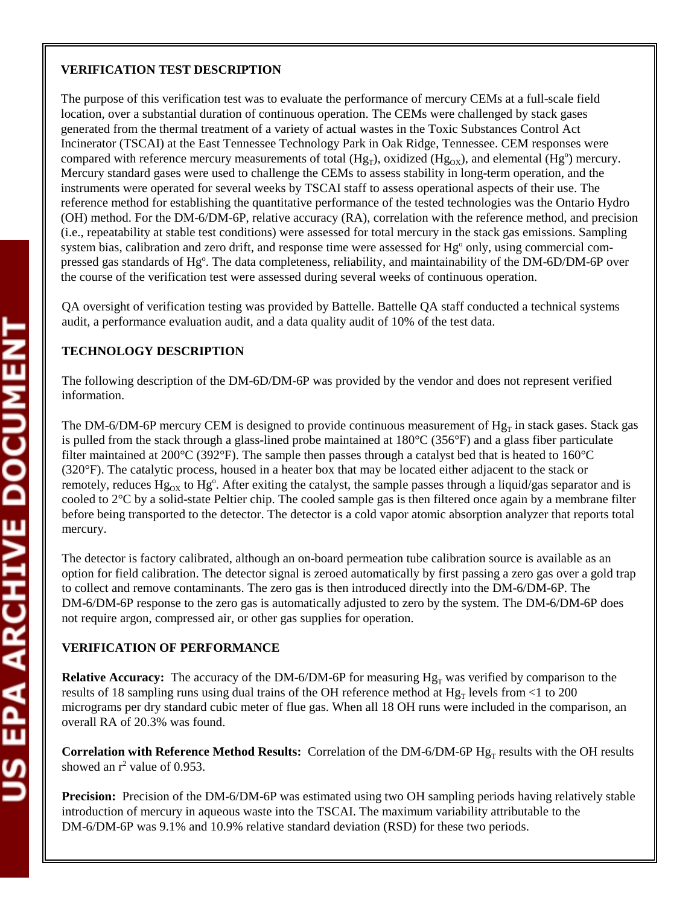## VERIFICATION TEST DESCRIPTION

The purpose of this verification test was to evaluate the performance of mercury CEMs at a full-scale field location, over a substantial duration of continuous operation. The CEMs were challenged by stack gases generated from the thermal treatment of a variety of actual wastes in the Toxic Substances Control Act Incinerator (TSCAI) at the East Tennessee Technology Park in Oak Ridge, Tennessee. CEM responses were compared with reference mercury measurements of total ($Hg_T$), oxidized ($Hg_{OX}$), and elemental ($Hg^o$) mercury. Mercury standard gases were used to challenge the CEMs to assess stability in long-term operation, and the instruments were operated for several weeks by TSCAI staff to assess operational aspects of their use. The reference method for establishing the quantitative performance of the tested technologies was the Ontario Hydro (OH) method. For the DM-6/DM-6P, relative accuracy (RA), correlation with the reference method, and precision (i.e., repeatability at stable test conditions) were assessed for total mercury in the stack gas emissions. Sampling system bias, calibration and zero drift, and response time were assessed for $Hg^o$ only, using commercial compressed gas standards of $Hg^o$. The data completeness, reliability, and maintainability of the DM-6D/DM-6P over the course of the verification test were assessed during several weeks of continuous operation.

QA oversight of verification testing was provided by Battelle. Battelle QA staff conducted a technical systems audit, a performance evaluation audit, and a data quality audit of 10% of the test data.

## TECHNOLOGY DESCRIPTION

The following description of the DM-6D/DM-6P was provided by the vendor and does not represent verified information.

The DM-6/DM-6P mercury CEM is designed to provide continuous measurement of $Hg_T$ in stack gases. Stack gas is pulled from the stack through a glass-lined probe maintained at 180°C (356°F) and a glass fiber particulate filter maintained at 200°C (392°F). The sample then passes through a catalyst bed that is heated to 160°C (320°F). The catalytic process, housed in a heater box that may be located either adjacent to the stack or remotely, reduces $Hg_{OX}$ to $Hg^o$. After exiting the catalyst, the sample passes through a liquid/gas separator and is cooled to 2°C by a solid-state Peltier chip. The cooled sample gas is then filtered once again by a membrane filter before being transported to the detector. The detector is a cold vapor atomic absorption analyzer that reports total mercury.

The detector is factory calibrated, although an on-board permeation tube calibration source is available as an option for field calibration. The detector signal is zeroed automatically by first passing a zero gas over a gold trap to collect and remove contaminants. The zero gas is then introduced directly into the DM-6/DM-6P. The DM-6/DM-6P response to the zero gas is automatically adjusted to zero by the system. The DM-6/DM-6P does not require argon, compressed air, or other gas supplies for operation.

## VERIFICATION OF PERFORMANCE

**Relative Accuracy:** The accuracy of the DM-6/DM-6P for measuring $Hg_T$ was verified by comparison to the results of 18 sampling runs using dual trains of the OH reference method at $Hg_T$ levels from <1 to 200 micrograms per dry standard cubic meter of flue gas. When all 18 OH runs were included in the comparison, an overall RA of 20.3% was found.

**Correlation with Reference Method Results:** Correlation of the DM-6/DM-6P $Hg_T$ results with the OH results showed an $r^2$ value of 0.953.

**Precision:** Precision of the DM-6/DM-6P was estimated using two OH sampling periods having relatively stable introduction of mercury in aqueous waste into the TSCAI. The maximum variability attributable to the DM-6/DM-6P was 9.1% and 10.9% relative standard deviation (RSD) for these two periods.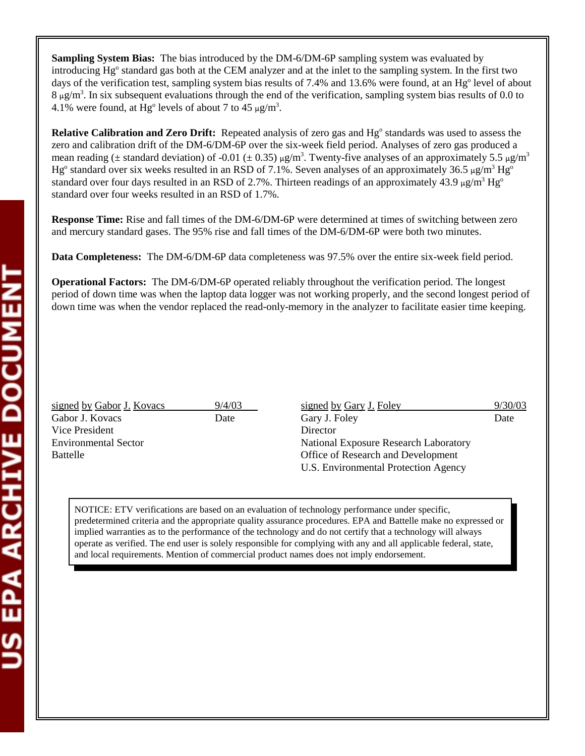**Sampling System Bias:** The bias introduced by the DM-6/DM-6P sampling system was evaluated by introducing $Hg^o$ standard gas both at the CEM analyzer and at the inlet to the sampling system. In the first two days of the verification test, sampling system bias results of 7.4% and 13.6% were found, at an $Hg^o$ level of about 8 $\mu g/m^3$. In six subsequent evaluations through the end of the verification, sampling system bias results of 0.0 to 4.1% were found, at $Hg^o$ levels of about 7 to 45 $\mu g/m^3$.

**Relative Calibration and Zero Drift:** Repeated analysis of zero gas and $Hg^o$ standards was used to assess the zero and calibration drift of the DM-6/DM-6P over the six-week field period. Analyses of zero gas produced a mean reading (± standard deviation) of -0.01 (± 0.35) $\mu g/m^3$. Twenty-five analyses of an approximately 5.5 $\mu g/m^3$ $Hg^o$ standard over six weeks resulted in an RSD of 7.1%. Seven analyses of an approximately 36.5 $\mu g/m^3$ $Hg^o$ standard over four days resulted in an RSD of 2.7%. Thirteen readings of an approximately 43.9 $\mu g/m^3$ $Hg^o$ standard over four weeks resulted in an RSD of 1.7%.

**Response Time:** Rise and fall times of the DM-6/DM-6P were determined at times of switching between zero and mercury standard gases. The 95% rise and fall times of the DM-6/DM-6P were both two minutes.

**Data Completeness:** The DM-6/DM-6P data completeness was 97.5% over the entire six-week field period.

**Operational Factors:** The DM-6/DM-6P operated reliably throughout the verification period. The longest period of down time was when the laptop data logger was not working properly, and the second longest period of down time was when the vendor replaced the read-only-memory in the analyzer to facilitate easier time keeping.

signed by Gabor J. Kovacs 9/4/03
Gabor J. Kovacs Date
Vice President
Environmental Sector
Battelle

signed by Gary J. Foley 9/30/03
Gary J. Foley Date
Director
National Exposure Research Laboratory
Office of Research and Development
U.S. Environmental Protection Agency

NOTICE: ETV verifications are based on an evaluation of technology performance under specific, predetermined criteria and the appropriate quality assurance procedures. EPA and Battelle make no expressed or implied warranties as to the performance of the technology and do not certify that a technology will always operate as verified. The end user is solely responsible for complying with any and all applicable federal, state, and local requirements. Mention of commercial product names does not imply endorsement.